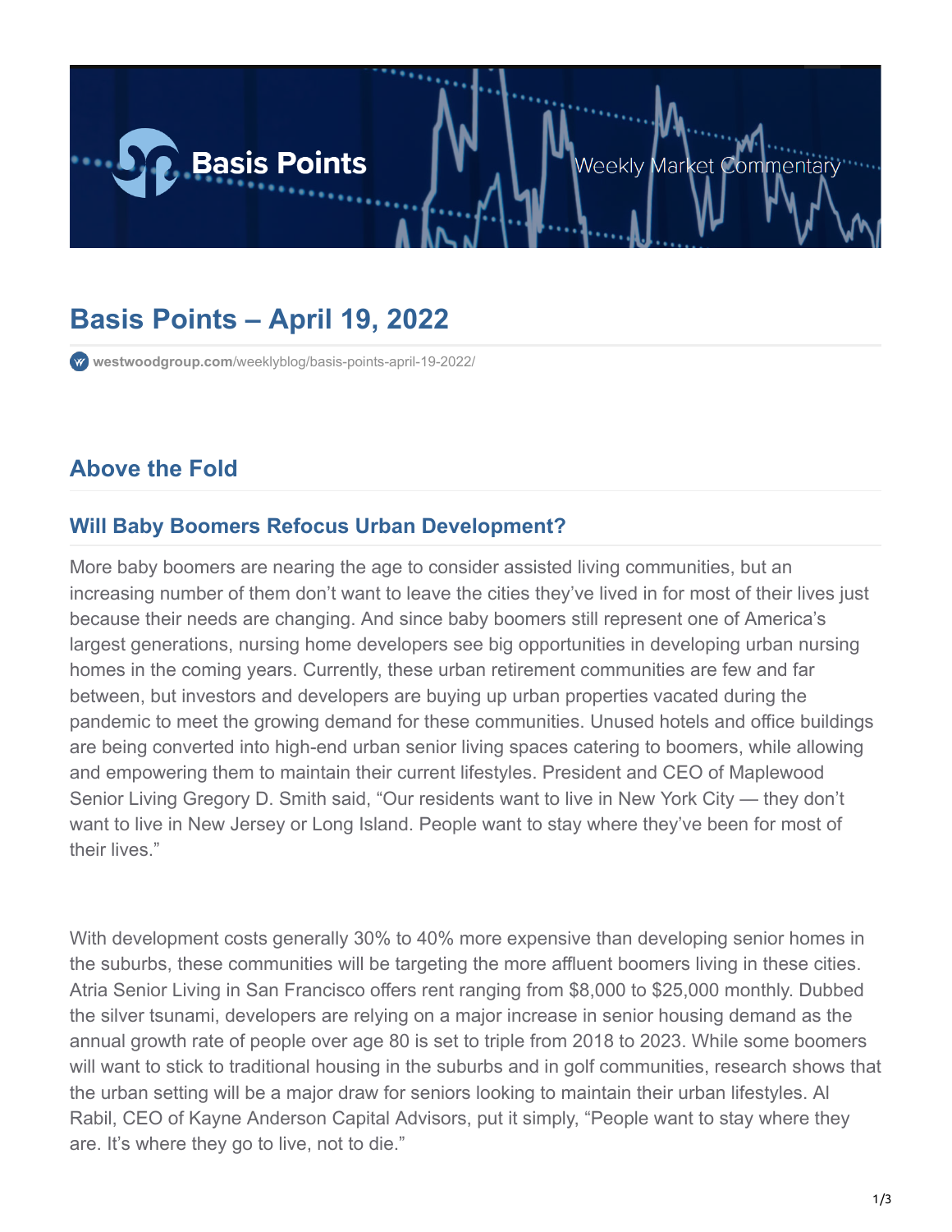# Basis Points – April 19, 2022

westwoodgroup.com/weeklyblog/basis-points-april-19-2022/

## Above the Fold

### Will Baby Boomers Refocus Urban Development?

More baby boomers are nearing the age to consider assisted living communities, but an increasing number of them don't want to leave the cities they've lived in for most of their lives just because their needs are changing. And since baby boomers still represent one of America's largest generations, nursing home developers see big opportunities in developing urban nursing homes in the coming years. Currently, these urban retirement communities are few and far between, but investors and developers are buying up urban properties vacated during the pandemic to meet the growing demand for these communities. Unused hotels and office buildings are being converted into high-end urban senior living spaces catering to boomers, while allowing and empowering them to maintain their current lifestyles. President and CEO of Maplewood Senior Living Gregory D. Smith said, "Our residents want to live in New York City — they don't want to live in New Jersey or Long Island. People want to stay where they've been for most of their lives."

With development costs generally 30% to 40% more expensive than developing senior homes in the suburbs, these communities will be targeting the more affluent boomers living in these cities. Atria Senior Living in San Francisco offers rent ranging from $8,000 to $25,000 monthly. Dubbed the silver tsunami, developers are relying on a major increase in senior housing demand as the annual growth rate of people over age 80 is set to triple from 2018 to 2023. While some boomers will want to stick to traditional housing in the suburbs and in golf communities, research shows that the urban setting will be a major draw for seniors looking to maintain their urban lifestyles. Al Rabil, CEO of Kayne Anderson Capital Advisors, put it simply, "People want to stay where they are. It's where they go to live, not to die."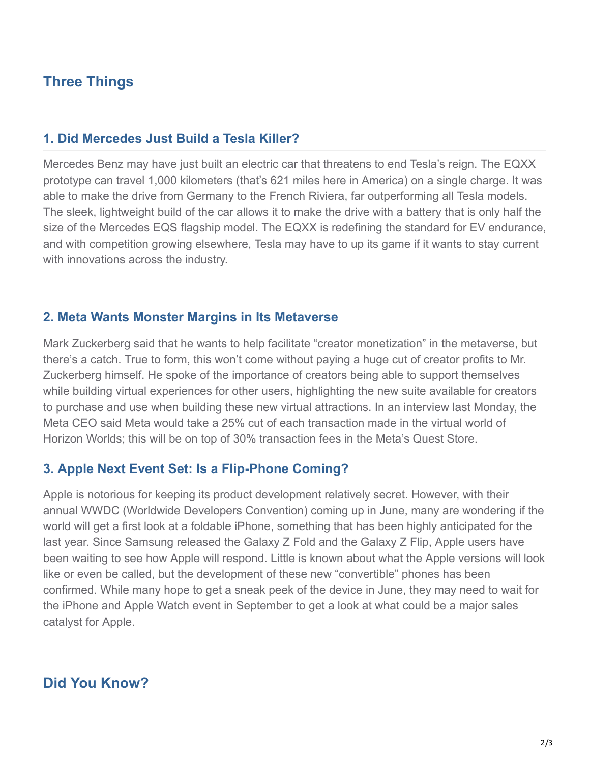## Three Things

### 1. Did Mercedes Just Build a Tesla Killer?

Mercedes Benz may have just built an electric car that threatens to end Tesla's reign. The EQXX prototype can travel 1,000 kilometers (that's 621 miles here in America) on a single charge. It was able to make the drive from Germany to the French Riviera, far outperforming all Tesla models. The sleek, lightweight build of the car allows it to make the drive with a battery that is only half the size of the Mercedes EQS flagship model. The EQXX is redefining the standard for EV endurance, and with competition growing elsewhere, Tesla may have to up its game if it wants to stay current with innovations across the industry.

### 2. Meta Wants Monster Margins in Its Metaverse

Mark Zuckerberg said that he wants to help facilitate "creator monetization" in the metaverse, but there's a catch. True to form, this won't come without paying a huge cut of creator profits to Mr. Zuckerberg himself. He spoke of the importance of creators being able to support themselves while building virtual experiences for other users, highlighting the new suite available for creators to purchase and use when building these new virtual attractions. In an interview last Monday, the Meta CEO said Meta would take a 25% cut of each transaction made in the virtual world of Horizon Worlds; this will be on top of 30% transaction fees in the Meta's Quest Store.

### 3. Apple Next Event Set: Is a Flip-Phone Coming?

Apple is notorious for keeping its product development relatively secret. However, with their annual WWDC (Worldwide Developers Convention) coming up in June, many are wondering if the world will get a first look at a foldable iPhone, something that has been highly anticipated for the last year. Since Samsung released the Galaxy Z Fold and the Galaxy Z Flip, Apple users have been waiting to see how Apple will respond. Little is known about what the Apple versions will look like or even be called, but the development of these new "convertible" phones has been confirmed. While many hope to get a sneak peek of the device in June, they may need to wait for the iPhone and Apple Watch event in September to get a look at what could be a major sales catalyst for Apple.

## Did You Know?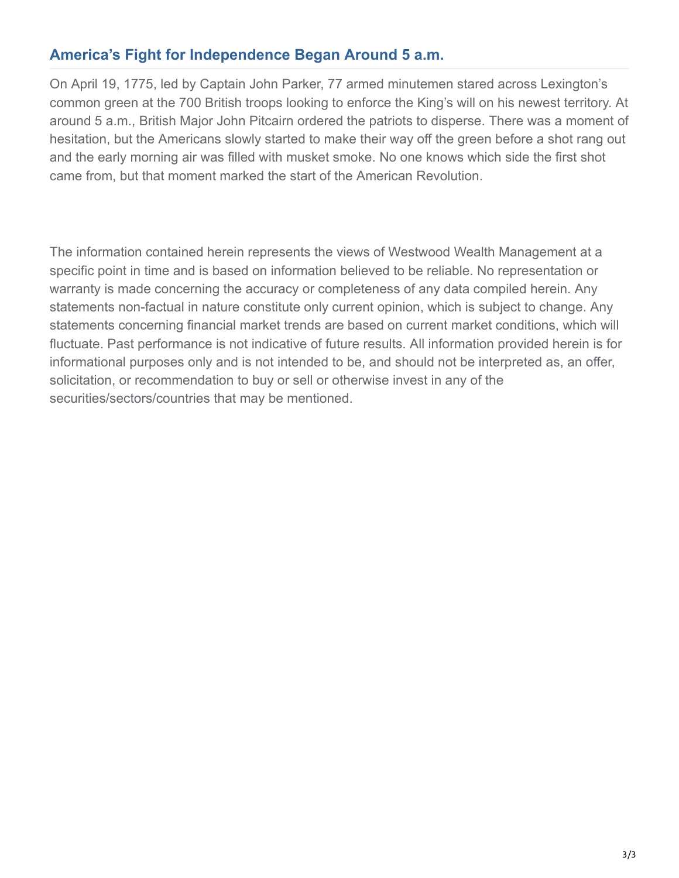## America's Fight for Independence Began Around 5 a.m.

On April 19, 1775, led by Captain John Parker, 77 armed minutemen stared across Lexington's common green at the 700 British troops looking to enforce the King's will on his newest territory. At around 5 a.m., British Major John Pitcairn ordered the patriots to disperse. There was a moment of hesitation, but the Americans slowly started to make their way off the green before a shot rang out and the early morning air was filled with musket smoke. No one knows which side the first shot came from, but that moment marked the start of the American Revolution.

The information contained herein represents the views of Westwood Wealth Management at a specific point in time and is based on information believed to be reliable. No representation or warranty is made concerning the accuracy or completeness of any data compiled herein. Any statements non-factual in nature constitute only current opinion, which is subject to change. Any statements concerning financial market trends are based on current market conditions, which will fluctuate. Past performance is not indicative of future results. All information provided herein is for informational purposes only and is not intended to be, and should not be interpreted as, an offer, solicitation, or recommendation to buy or sell or otherwise invest in any of the securities/sectors/countries that may be mentioned.